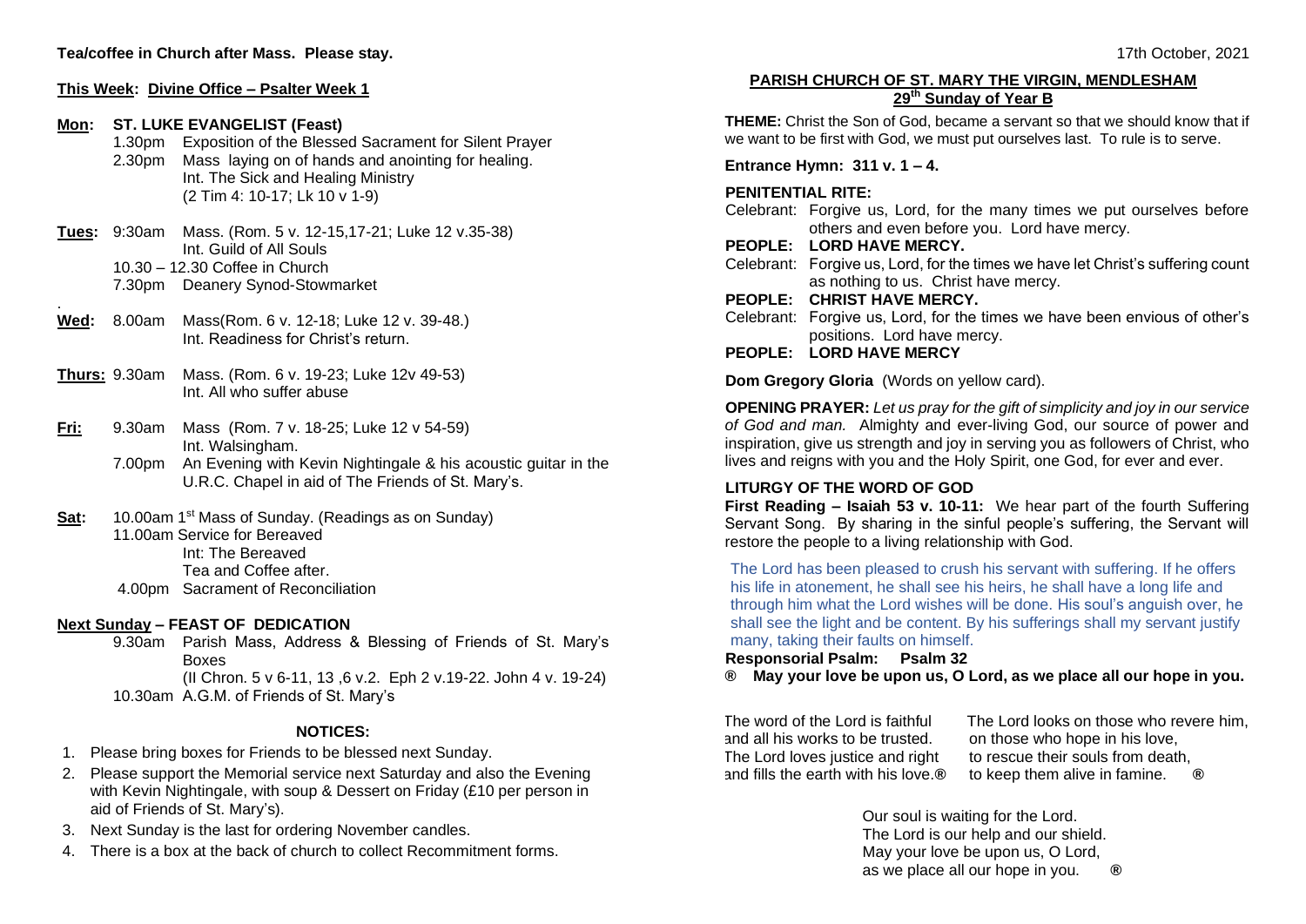**Tea/coffee in Church after Mass. Please stay.**

17th October, 2021

**This Week: Divine Office – Psalter Week 1**

**Mon: ST. LUKE EVANGELIST (Feast)**
1.30pm Exposition of the Blessed Sacrament for Silent Prayer
2.30pm Mass laying on of hands and anointing for healing.
Int. The Sick and Healing Ministry
(2 Tim 4: 10-17; Lk 10 v 1-9)

**Tues:** 9:30am Mass. (Rom. 5 v. 12-15,17-21; Luke 12 v.35-38)
Int. Guild of All Souls
10.30 – 12.30 Coffee in Church
7.30pm Deanery Synod-Stowmarket

**Wed:** 8.00am Mass(Rom. 6 v. 12-18; Luke 12 v. 39-48.)
Int. Readiness for Christ's return.

**Thurs:** 9.30am Mass. (Rom. 6 v. 19-23; Luke 12v 49-53)
Int. All who suffer abuse

**Fri:** 9.30am Mass (Rom. 7 v. 18-25; Luke 12 v 54-59)
Int. Walsingham.
7.00pm An Evening with Kevin Nightingale & his acoustic guitar in the U.R.C. Chapel in aid of The Friends of St. Mary's.

**Sat:** 10.00am 1st Mass of Sunday. (Readings as on Sunday)
11.00am Service for Bereaved
Int: The Bereaved
Tea and Coffee after.
4.00pm Sacrament of Reconciliation

**Next Sunday – FEAST OF DEDICATION**
9.30am Parish Mass, Address & Blessing of Friends of St. Mary's Boxes
(II Chron. 5 v 6-11, 13 ,6 v.2. Eph 2 v.19-22. John 4 v. 19-24)
10.30am A.G.M. of Friends of St. Mary's

**NOTICES:**

1. Please bring boxes for Friends to be blessed next Sunday.
2. Please support the Memorial service next Saturday and also the Evening with Kevin Nightingale, with soup & Dessert on Friday (£10 per person in aid of Friends of St. Mary's).
3. Next Sunday is the last for ordering November candles.
4. There is a box at the back of church to collect Recommitment forms.

## PARISH CHURCH OF ST. MARY THE VIRGIN, MENDLESHAM
## 29th Sunday of Year B

**THEME:** Christ the Son of God, became a servant so that we should know that if we want to be first with God, we must put ourselves last. To rule is to serve.

**Entrance Hymn: 311 v. 1 – 4.**

**PENITENTIAL RITE:**

Celebrant: Forgive us, Lord, for the many times we put ourselves before others and even before you. Lord have mercy.
**PEOPLE: LORD HAVE MERCY.**
Celebrant: Forgive us, Lord, for the times we have let Christ's suffering count as nothing to us. Christ have mercy.
**PEOPLE: CHRIST HAVE MERCY.**
Celebrant: Forgive us, Lord, for the times we have been envious of other's positions. Lord have mercy.
**PEOPLE: LORD HAVE MERCY**

**Dom Gregory Gloria** (Words on yellow card).

**OPENING PRAYER:** *Let us pray for the gift of simplicity and joy in our service of God and man.* Almighty and ever-living God, our source of power and inspiration, give us strength and joy in serving you as followers of Christ, who lives and reigns with you and the Holy Spirit, one God, for ever and ever.

**LITURGY OF THE WORD OF GOD**

**First Reading – Isaiah 53 v. 10-11:** We hear part of the fourth Suffering Servant Song. By sharing in the sinful people's suffering, the Servant will restore the people to a living relationship with God.

The Lord has been pleased to crush his servant with suffering. If he offers his life in atonement, he shall see his heirs, he shall have a long life and through him what the Lord wishes will be done. His soul's anguish over, he shall see the light and be content. By his sufferings shall my servant justify many, taking their faults on himself.

**Responsorial Psalm: Psalm 32**

**® May your love be upon us, O Lord, as we place all our hope in you.**

The word of the Lord is faithful
and all his works to be trusted.
The Lord loves justice and right
and fills the earth with his love.®

The Lord looks on those who revere him,
on those who hope in his love,
to rescue their souls from death,
to keep them alive in famine. ®

Our soul is waiting for the Lord.
The Lord is our help and our shield.
May your love be upon us, O Lord,
as we place all our hope in you. ®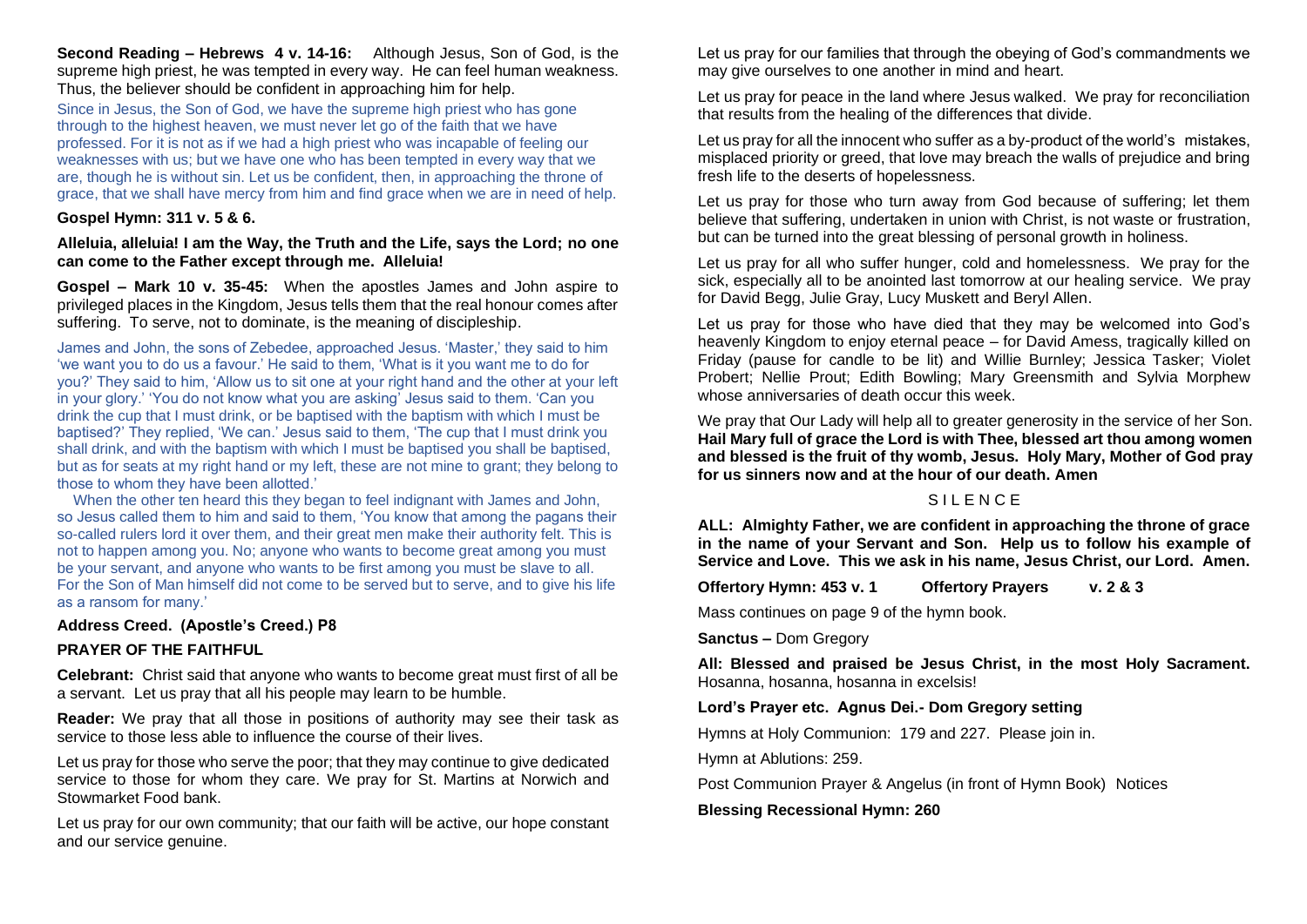**Second Reading – Hebrews 4 v. 14-16:** Although Jesus, Son of God, is the supreme high priest, he was tempted in every way. He can feel human weakness. Thus, the believer should be confident in approaching him for help.

Since in Jesus, the Son of God, we have the supreme high priest who has gone through to the highest heaven, we must never let go of the faith that we have professed. For it is not as if we had a high priest who was incapable of feeling our weaknesses with us; but we have one who has been tempted in every way that we are, though he is without sin. Let us be confident, then, in approaching the throne of grace, that we shall have mercy from him and find grace when we are in need of help.

**Gospel Hymn: 311 v. 5 & 6.**

**Alleluia, alleluia! I am the Way, the Truth and the Life, says the Lord; no one can come to the Father except through me. Alleluia!**

**Gospel – Mark 10 v. 35-45:** When the apostles James and John aspire to privileged places in the Kingdom, Jesus tells them that the real honour comes after suffering. To serve, not to dominate, is the meaning of discipleship.

James and John, the sons of Zebedee, approached Jesus. 'Master,' they said to him 'we want you to do us a favour.' He said to them, 'What is it you want me to do for you?' They said to him, 'Allow us to sit one at your right hand and the other at your left in your glory.' 'You do not know what you are asking' Jesus said to them. 'Can you drink the cup that I must drink, or be baptised with the baptism with which I must be baptised?' They replied, 'We can.' Jesus said to them, 'The cup that I must drink you shall drink, and with the baptism with which I must be baptised you shall be baptised, but as for seats at my right hand or my left, these are not mine to grant; they belong to those to whom they have been allotted.'

When the other ten heard this they began to feel indignant with James and John, so Jesus called them to him and said to them, 'You know that among the pagans their so-called rulers lord it over them, and their great men make their authority felt. This is not to happen among you. No; anyone who wants to become great among you must be your servant, and anyone who wants to be first among you must be slave to all. For the Son of Man himself did not come to be served but to serve, and to give his life as a ransom for many.'

**Address Creed. (Apostle's Creed.) P8**

**PRAYER OF THE FAITHFUL**

**Celebrant:** Christ said that anyone who wants to become great must first of all be a servant. Let us pray that all his people may learn to be humble.

**Reader:** We pray that all those in positions of authority may see their task as service to those less able to influence the course of their lives.

Let us pray for those who serve the poor; that they may continue to give dedicated service to those for whom they care. We pray for St. Martins at Norwich and Stowmarket Food bank.

Let us pray for our own community; that our faith will be active, our hope constant and our service genuine.

Let us pray for our families that through the obeying of God's commandments we may give ourselves to one another in mind and heart.

Let us pray for peace in the land where Jesus walked. We pray for reconciliation that results from the healing of the differences that divide.

Let us pray for all the innocent who suffer as a by-product of the world's mistakes, misplaced priority or greed, that love may breach the walls of prejudice and bring fresh life to the deserts of hopelessness.

Let us pray for those who turn away from God because of suffering; let them believe that suffering, undertaken in union with Christ, is not waste or frustration, but can be turned into the great blessing of personal growth in holiness.

Let us pray for all who suffer hunger, cold and homelessness. We pray for the sick, especially all to be anointed last tomorrow at our healing service. We pray for David Begg, Julie Gray, Lucy Muskett and Beryl Allen.

Let us pray for those who have died that they may be welcomed into God's heavenly Kingdom to enjoy eternal peace – for David Amess, tragically killed on Friday (pause for candle to be lit) and Willie Burnley; Jessica Tasker; Violet Probert; Nellie Prout; Edith Bowling; Mary Greensmith and Sylvia Morphew whose anniversaries of death occur this week.

We pray that Our Lady will help all to greater generosity in the service of her Son. **Hail Mary full of grace the Lord is with Thee, blessed art thou among women and blessed is the fruit of thy womb, Jesus. Holy Mary, Mother of God pray for us sinners now and at the hour of our death. Amen**

S I L E N C E

**ALL: Almighty Father, we are confident in approaching the throne of grace in the name of your Servant and Son. Help us to follow his example of Service and Love. This we ask in his name, Jesus Christ, our Lord. Amen.**

**Offertory Hymn: 453 v. 1 Offertory Prayers v. 2 & 3**

Mass continues on page 9 of the hymn book.

**Sanctus –** Dom Gregory

**All: Blessed and praised be Jesus Christ, in the most Holy Sacrament.** Hosanna, hosanna, hosanna in excelsis!

**Lord's Prayer etc. Agnus Dei.- Dom Gregory setting**

Hymns at Holy Communion: 179 and 227. Please join in.

Hymn at Ablutions: 259.

Post Communion Prayer & Angelus (in front of Hymn Book) Notices

**Blessing Recessional Hymn: 260**